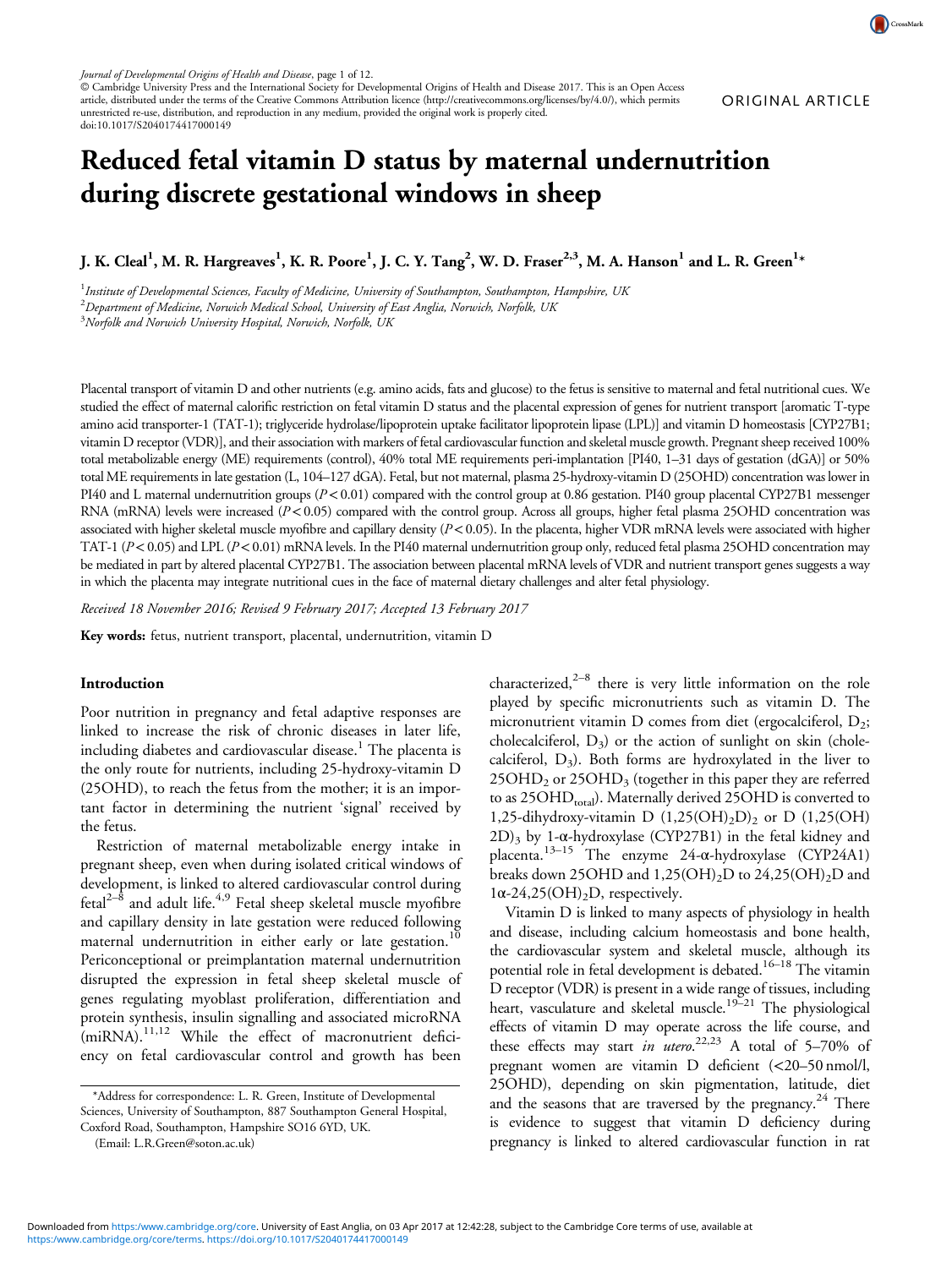ORIGINAL ARTICLE

# Reduced fetal vitamin D status by maternal undernutrition during discrete gestational windows in sheep

J. K. Cleal[1], M. R. Hargreaves[1], K. R. Poore[1], J. C. Y. Tang[2], W. D. Fraser[2,3], M. A. Hanson[1] and L. R. Green[1]*

[1]Institute of Developmental Sciences, Faculty of Medicine, University of Southampton, Southampton, Hampshire, UK
[2]Department of Medicine, Norwich Medical School, University of East Anglia, Norwich, Norfolk, UK
[3]Norfolk and Norwich University Hospital, Norwich, Norfolk, UK

Placental transport of vitamin D and other nutrients (e.g. amino acids, fats and glucose) to the fetus is sensitive to maternal and fetal nutritional cues. We studied the effect of maternal calorific restriction on fetal vitamin D status and the placental expression of genes for nutrient transport [aromatic T-type amino acid transporter-1 (TAT-1); triglyceride hydrolase/lipoprotein uptake facilitator lipoprotein lipase (LPL)] and vitamin D homeostasis [CYP27B1; vitamin D receptor (VDR)], and their association with markers of fetal cardiovascular function and skeletal muscle growth. Pregnant sheep received 100% total metabolizable energy (ME) requirements (control), 40% total ME requirements peri-implantation [PI40, 1–31 days of gestation (dGA)] or 50% total ME requirements in late gestation (L, 104–127 dGA). Fetal, but not maternal, plasma 25-hydroxy-vitamin D (25OHD) concentration was lower in PI40 and L maternal undernutrition groups ($P<0.01$) compared with the control group at 0.86 gestation. PI40 group placental CYP27B1 messenger RNA (mRNA) levels were increased ($P<0.05$) compared with the control group. Across all groups, higher fetal plasma 25OHD concentration was associated with higher skeletal muscle myofibre and capillary density ($P<0.05$). In the placenta, higher VDR mRNA levels were associated with higher TAT-1 ($P<0.05$) and LPL ($P<0.01$) mRNA levels. In the PI40 maternal undernutrition group only, reduced fetal plasma 25OHD concentration may be mediated in part by altered placental CYP27B1. The association between placental mRNA levels of VDR and nutrient transport genes suggests a way in which the placenta may integrate nutritional cues in the face of maternal dietary challenges and alter fetal physiology.

*Received 18 November 2016; Revised 9 February 2017; Accepted 13 February 2017*

**Key words:** fetus, nutrient transport, placental, undernutrition, vitamin D

## Introduction

Poor nutrition in pregnancy and fetal adaptive responses are linked to increase the risk of chronic diseases in later life, including diabetes and cardiovascular disease.[1] The placenta is the only route for nutrients, including 25-hydroxy-vitamin D (25OHD), to reach the fetus from the mother; it is an important factor in determining the nutrient 'signal' received by the fetus.

Restriction of maternal metabolizable energy intake in pregnant sheep, even when during isolated critical windows of development, is linked to altered cardiovascular control during fetal[2–8] and adult life.[4,9] Fetal sheep skeletal muscle myofibre and capillary density in late gestation were reduced following maternal undernutrition in either early or late gestation.[10] Periconceptional or preimplantation maternal undernutrition disrupted the expression in fetal sheep skeletal muscle of genes regulating myoblast proliferation, differentiation and protein synthesis, insulin signalling and associated microRNA (miRNA).[11,12] While the effect of macronutrient deficiency on fetal cardiovascular control and growth has been characterized,[2–8] there is very little information on the role played by specific micronutrients such as vitamin D. The micronutrient vitamin D comes from diet (ergocalciferol, $D_2$; cholecalciferol, $D_3$) or the action of sunlight on skin (cholecalciferol, $D_3$). Both forms are hydroxylated in the liver to $25OHD_2$ or $25OHD_3$ (together in this paper they are referred to as $25OHD_{total}$). Maternally derived 25OHD is converted to 1,25-dihydroxy-vitamin D ($1,25(OH)_2D)_2$ or D $(1,25(OH)2D)_3$ by 1-α-hydroxylase (CYP27B1) in the fetal kidney and placenta.[13–15] The enzyme 24-α-hydroxylase (CYP24A1) breaks down 25OHD and $1,25(OH)_2D$ to $24,25(OH)_2D$ and $1\alpha$-$24,25(OH)_2D$, respectively.

Vitamin D is linked to many aspects of physiology in health and disease, including calcium homeostasis and bone health, the cardiovascular system and skeletal muscle, although its potential role in fetal development is debated.[16–18] The vitamin D receptor (VDR) is present in a wide range of tissues, including heart, vasculature and skeletal muscle.[19–21] The physiological effects of vitamin D may operate across the life course, and these effects may start *in utero*.[22,23] A total of 5–70% of pregnant women are vitamin D deficient (<20–50 nmol/l, 25OHD), depending on skin pigmentation, latitude, diet and the seasons that are traversed by the pregnancy.[24] There is evidence to suggest that vitamin D deficiency during pregnancy is linked to altered cardiovascular function in rat

*Address for correspondence: L. R. Green, Institute of Developmental Sciences, University of Southampton, 887 Southampton General Hospital, Coxford Road, Southampton, Hampshire SO16 6YD, UK.
(Email: L.R.Green@soton.ac.uk)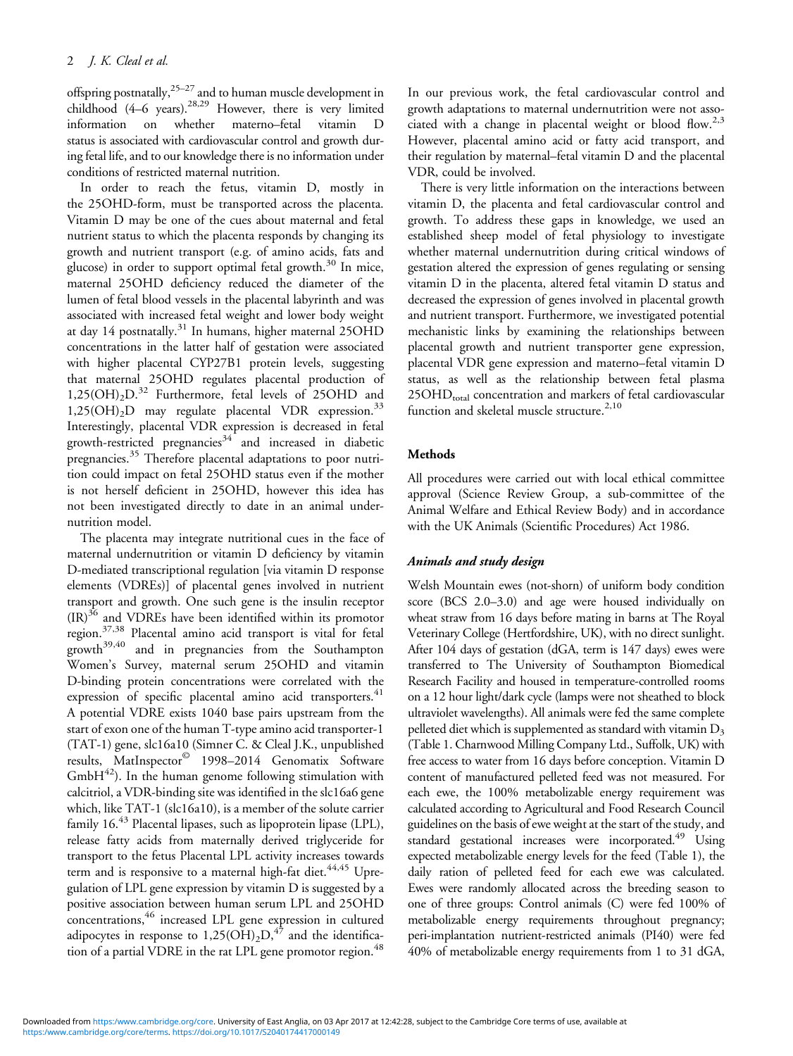offspring postnatally,[25–27] and to human muscle development in childhood (4–6 years).[28,29] However, there is very limited information on whether materno–fetal vitamin D status is associated with cardiovascular control and growth during fetal life, and to our knowledge there is no information under conditions of restricted maternal nutrition.

In order to reach the fetus, vitamin D, mostly in the 25OHD-form, must be transported across the placenta. Vitamin D may be one of the cues about maternal and fetal nutrient status to which the placenta responds by changing its growth and nutrient transport (e.g. of amino acids, fats and glucose) in order to support optimal fetal growth.[30] In mice, maternal 25OHD deficiency reduced the diameter of the lumen of fetal blood vessels in the placental labyrinth and was associated with increased fetal weight and lower body weight at day 14 postnatally.[31] In humans, higher maternal 25OHD concentrations in the latter half of gestation were associated with higher placental CYP27B1 protein levels, suggesting that maternal 25OHD regulates placental production of $1,25(OH)_2D$.[32] Furthermore, fetal levels of 25OHD and $1,25(OH)_2D$ may regulate placental VDR expression.[33] Interestingly, placental VDR expression is decreased in fetal growth-restricted pregnancies[34] and increased in diabetic pregnancies.[35] Therefore placental adaptations to poor nutrition could impact on fetal 25OHD status even if the mother is not herself deficient in 25OHD, however this idea has not been investigated directly to date in an animal undernutrition model.

The placenta may integrate nutritional cues in the face of maternal undernutrition or vitamin D deficiency by vitamin D-mediated transcriptional regulation [via vitamin D response elements (VDREs)] of placental genes involved in nutrient transport and growth. One such gene is the insulin receptor (IR)[36] and VDREs have been identified within its promotor region.[37,38] Placental amino acid transport is vital for fetal growth[39,40] and in pregnancies from the Southampton Women's Survey, maternal serum 25OHD and vitamin D-binding protein concentrations were correlated with the expression of specific placental amino acid transporters.[41] A potential VDRE exists 1040 base pairs upstream from the start of exon one of the human T-type amino acid transporter-1 (TAT-1) gene, slc16a10 (Simner C. & Cleal J.K., unpublished results, MatInspector© 1998–2014 Genomatix Software GmbH[42]). In the human genome following stimulation with calcitriol, a VDR-binding site was identified in the slc16a6 gene which, like TAT-1 (slc16a10), is a member of the solute carrier family 16.[43] Placental lipases, such as lipoprotein lipase (LPL), release fatty acids from maternally derived triglyceride for transport to the fetus Placental LPL activity increases towards term and is responsive to a maternal high-fat diet.[44,45] Upregulation of LPL gene expression by vitamin D is suggested by a positive association between human serum LPL and 25OHD concentrations,[46] increased LPL gene expression in cultured adipocytes in response to $1,25(OH)_2D$,[47] and the identification of a partial VDRE in the rat LPL gene promotor region.[48]

In our previous work, the fetal cardiovascular control and growth adaptations to maternal undernutrition were not associated with a change in placental weight or blood flow.[2,3] However, placental amino acid or fatty acid transport, and their regulation by maternal–fetal vitamin D and the placental VDR, could be involved.

There is very little information on the interactions between vitamin D, the placenta and fetal cardiovascular control and growth. To address these gaps in knowledge, we used an established sheep model of fetal physiology to investigate whether maternal undernutrition during critical windows of gestation altered the expression of genes regulating or sensing vitamin D in the placenta, altered fetal vitamin D status and decreased the expression of genes involved in placental growth and nutrient transport. Furthermore, we investigated potential mechanistic links by examining the relationships between placental growth and nutrient transporter gene expression, placental VDR gene expression and materno–fetal vitamin D status, as well as the relationship between fetal plasma $25OHD_{total}$ concentration and markers of fetal cardiovascular function and skeletal muscle structure.[2,10]

## Methods

All procedures were carried out with local ethical committee approval (Science Review Group, a sub-committee of the Animal Welfare and Ethical Review Body) and in accordance with the UK Animals (Scientific Procedures) Act 1986.

### *Animals and study design*

Welsh Mountain ewes (not-shorn) of uniform body condition score (BCS 2.0–3.0) and age were housed individually on wheat straw from 16 days before mating in barns at The Royal Veterinary College (Hertfordshire, UK), with no direct sunlight. After 104 days of gestation (dGA, term is 147 days) ewes were transferred to The University of Southampton Biomedical Research Facility and housed in temperature-controlled rooms on a 12 hour light/dark cycle (lamps were not sheathed to block ultraviolet wavelengths). All animals were fed the same complete pelleted diet which is supplemented as standard with vitamin $D_3$ (Table 1. Charnwood Milling Company Ltd., Suffolk, UK) with free access to water from 16 days before conception. Vitamin D content of manufactured pelleted feed was not measured. For each ewe, the 100% metabolizable energy requirement was calculated according to Agricultural and Food Research Council guidelines on the basis of ewe weight at the start of the study, and standard gestational increases were incorporated.[49] Using expected metabolizable energy levels for the feed (Table 1), the daily ration of pelleted feed for each ewe was calculated. Ewes were randomly allocated across the breeding season to one of three groups: Control animals (C) were fed 100% of metabolizable energy requirements throughout pregnancy; peri-implantation nutrient-restricted animals (PI40) were fed 40% of metabolizable energy requirements from 1 to 31 dGA,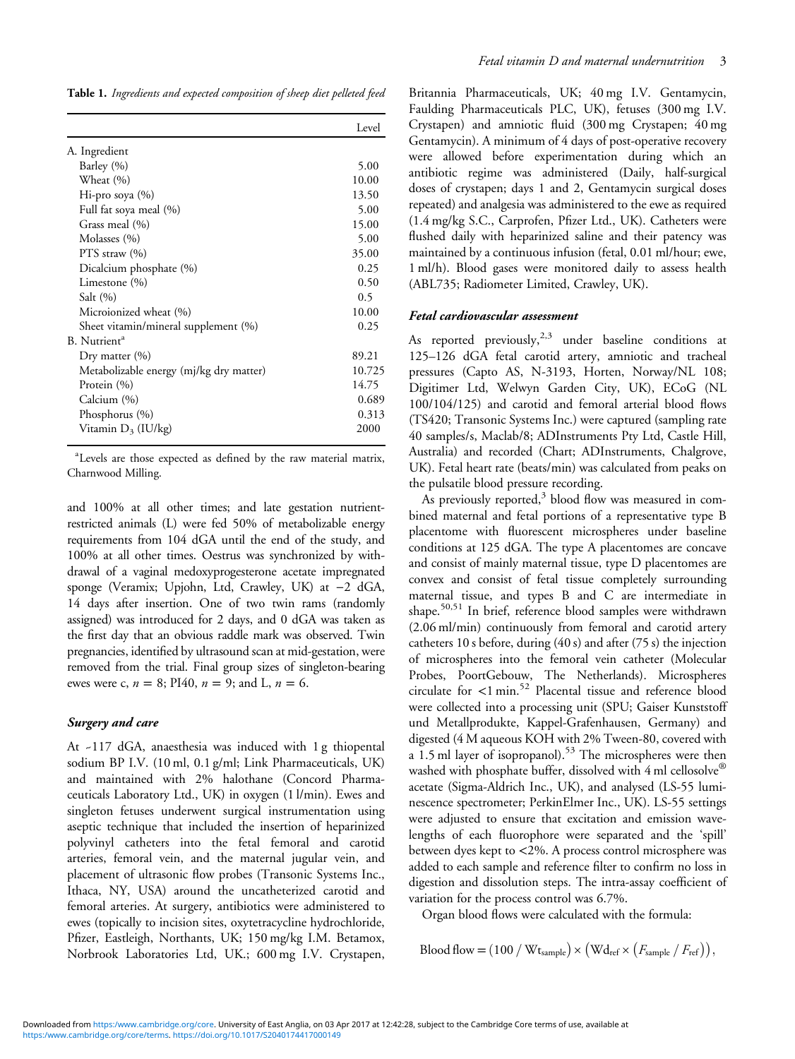**Table 1.** *Ingredients and expected composition of sheep diet pelleted feed*

| | Level |
|---|---|
| A. Ingredient | |
| Barley (%) | 5.00 |
| Wheat (%) | 10.00 |
| Hi-pro soya (%) | 13.50 |
| Full fat soya meal (%) | 5.00 |
| Grass meal (%) | 15.00 |
| Molasses (%) | 5.00 |
| PTS straw (%) | 35.00 |
| Dicalcium phosphate (%) | 0.25 |
| Limestone (%) | 0.50 |
| Salt (%) | 0.5 |
| Microionized wheat (%) | 10.00 |
| Sheet vitamin/mineral supplement (%) | 0.25 |
| B. Nutrient[a] | |
| Dry matter (%) | 89.21 |
| Metabolizable energy (mj/kg dry matter) | 10.725 |
| Protein (%) | 14.75 |
| Calcium (%) | 0.689 |
| Phosphorus (%) | 0.313 |
| Vitamin $D_3$ (IU/kg) | 2000 |

[a]Levels are those expected as defined by the raw material matrix, Charnwood Milling.

and 100% at all other times; and late gestation nutrient-restricted animals (L) were fed 50% of metabolizable energy requirements from 104 dGA until the end of the study, and 100% at all other times. Oestrus was synchronized by withdrawal of a vaginal medoxyprogesterone acetate impregnated sponge (Veramix; Upjohn, Ltd, Crawley, UK) at −2 dGA, 14 days after insertion. One of two twin rams (randomly assigned) was introduced for 2 days, and 0 dGA was taken as the first day that an obvious raddle mark was observed. Twin pregnancies, identified by ultrasound scan at mid-gestation, were removed from the trial. Final group sizes of singleton-bearing ewes were c, $n = 8$; PI40, $n = 9$; and L, $n = 6$.

### *Surgery and care*

At ~117 dGA, anaesthesia was induced with 1 g thiopental sodium BP I.V. (10 ml, 0.1 g/ml; Link Pharmaceuticals, UK) and maintained with 2% halothane (Concord Pharmaceuticals Laboratory Ltd., UK) in oxygen (1 l/min). Ewes and singleton fetuses underwent surgical instrumentation using aseptic technique that included the insertion of heparinized polyvinyl catheters into the fetal femoral and carotid arteries, femoral vein, and the maternal jugular vein, and placement of ultrasonic flow probes (Transonic Systems Inc., Ithaca, NY, USA) around the uncatheterized carotid and femoral arteries. At surgery, antibiotics were administered to ewes (topically to incision sites, oxytetracycline hydrochloride, Pfizer, Eastleigh, Northants, UK; 150 mg/kg I.M. Betamox, Norbrook Laboratories Ltd, UK.; 600 mg I.V. Crystapen, Britannia Pharmaceuticals, UK; 40 mg I.V. Gentamycin, Faulding Pharmaceuticals PLC, UK), fetuses (300 mg I.V. Crystapen) and amniotic fluid (300 mg Crystapen; 40 mg Gentamycin). A minimum of 4 days of post-operative recovery were allowed before experimentation during which an antibiotic regime was administered (Daily, half-surgical doses of crystapen; days 1 and 2, Gentamycin surgical doses repeated) and analgesia was administered to the ewe as required (1.4 mg/kg S.C., Carprofen, Pfizer Ltd., UK). Catheters were flushed daily with heparinized saline and their patency was maintained by a continuous infusion (fetal, 0.01 ml/hour; ewe, 1 ml/h). Blood gases were monitored daily to assess health (ABL735; Radiometer Limited, Crawley, UK).

### *Fetal cardiovascular assessment*

As reported previously,[2,3] under baseline conditions at 125–126 dGA fetal carotid artery, amniotic and tracheal pressures (Capto AS, N-3193, Horten, Norway/NL 108; Digitimer Ltd, Welwyn Garden City, UK), ECoG (NL 100/104/125) and carotid and femoral arterial blood flows (TS420; Transonic Systems Inc.) were captured (sampling rate 40 samples/s, Maclab/8; ADInstruments Pty Ltd, Castle Hill, Australia) and recorded (Chart; ADInstruments, Chalgrove, UK). Fetal heart rate (beats/min) was calculated from peaks on the pulsatile blood pressure recording.

As previously reported,[3] blood flow was measured in combined maternal and fetal portions of a representative type B placentome with fluorescent microspheres under baseline conditions at 125 dGA. The type A placentomes are concave and consist of mainly maternal tissue, type D placentomes are convex and consist of fetal tissue completely surrounding maternal tissue, and types B and C are intermediate in shape.[50,51] In brief, reference blood samples were withdrawn (2.06 ml/min) continuously from femoral and carotid artery catheters 10 s before, during (40 s) and after (75 s) the injection of microspheres into the femoral vein catheter (Molecular Probes, PoortGebouw, The Netherlands). Microspheres circulate for <1 min.[52] Placental tissue and reference blood were collected into a processing unit (SPU; Gaiser Kunststoff und Metallprodukte, Kappel-Grafenhausen, Germany) and digested (4 M aqueous KOH with 2% Tween-80, covered with a 1.5 ml layer of isopropanol).[53] The microspheres were then washed with phosphate buffer, dissolved with 4 ml cellosolve® acetate (Sigma-Aldrich Inc., UK), and analysed (LS-55 luminescence spectrometer; PerkinElmer Inc., UK). LS-55 settings were adjusted to ensure that excitation and emission wavelengths of each fluorophore were separated and the 'spill' between dyes kept to <2%. A process control microsphere was added to each sample and reference filter to confirm no loss in digestion and dissolution steps. The intra-assay coefficient of variation for the process control was 6.7%.

Organ blood flows were calculated with the formula:

$$\text{Blood flow} = (100 / \text{Wt}_{\text{sample}}) \times (\text{Wd}_{\text{ref}} \times (F_{\text{sample}} / F_{\text{ref}})),$$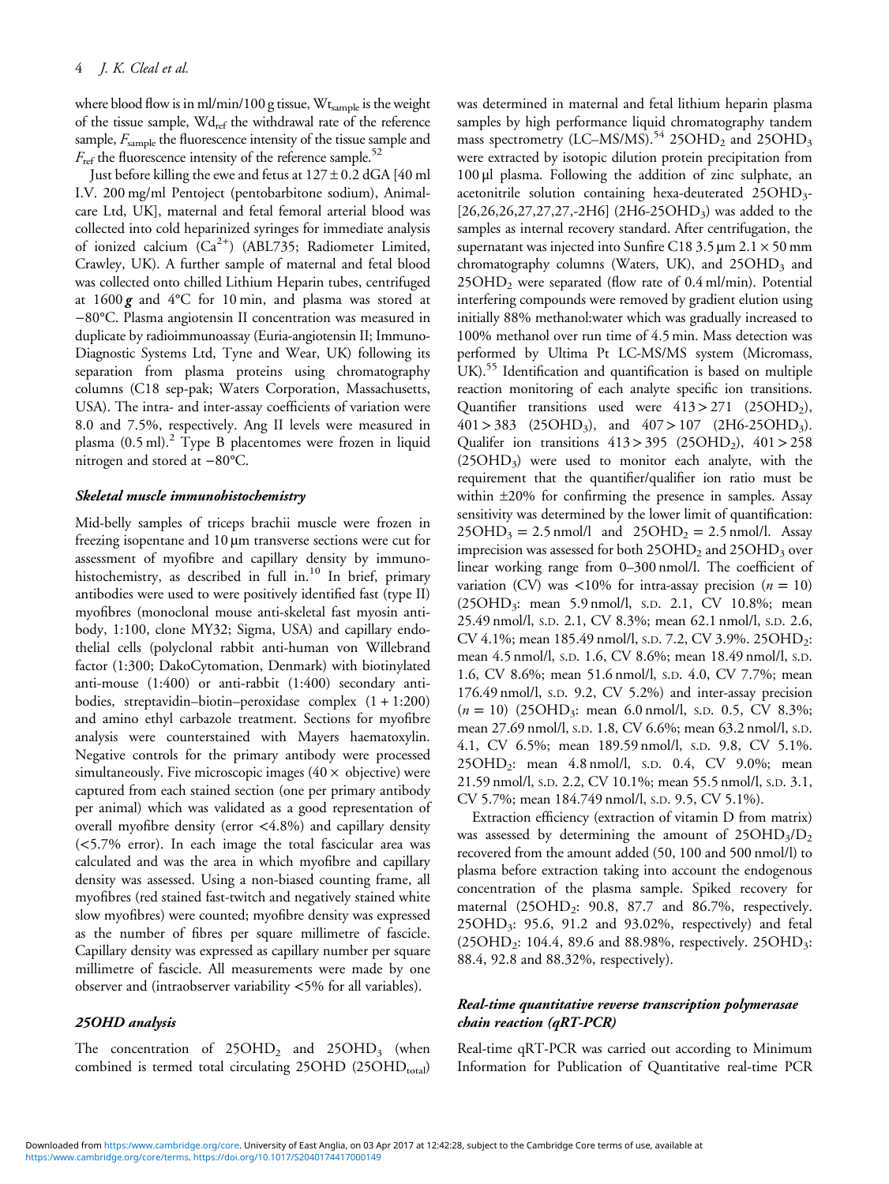where blood flow is in ml/min/100 g tissue, $Wt_{sample}$ is the weight of the tissue sample, $Wd_{ref}$ the withdrawal rate of the reference sample, $F_{sample}$ the fluorescence intensity of the tissue sample and $F_{ref}$ the fluorescence intensity of the reference sample.[52]

Just before killing the ewe and fetus at 127 ± 0.2 dGA [40 ml I.V. 200 mg/ml Pentoject (pentobarbitone sodium), Animalcare Ltd, UK], maternal and fetal femoral arterial blood was collected into cold heparinized syringes for immediate analysis of ionized calcium ($Ca^{2+}$) (ABL735; Radiometer Limited, Crawley, UK). A further sample of maternal and fetal blood was collected onto chilled Lithium Heparin tubes, centrifuged at 1600 ***g*** and 4°C for 10 min, and plasma was stored at −80°C. Plasma angiotensin II concentration was measured in duplicate by radioimmunoassay (Euria-angiotensin II; Immuno-Diagnostic Systems Ltd, Tyne and Wear, UK) following its separation from plasma proteins using chromatography columns (C18 sep-pak; Waters Corporation, Massachusetts, USA). The intra- and inter-assay coefficients of variation were 8.0 and 7.5%, respectively. Ang II levels were measured in plasma (0.5 ml).[2] Type B placentomes were frozen in liquid nitrogen and stored at −80°C.

### *Skeletal muscle immunohistochemistry*

Mid-belly samples of triceps brachii muscle were frozen in freezing isopentane and 10 μm transverse sections were cut for assessment of myofibre and capillary density by immunohistochemistry, as described in full in.[10] In brief, primary antibodies were used to were positively identified fast (type II) myofibres (monoclonal mouse anti-skeletal fast myosin antibody, 1:100, clone MY32; Sigma, USA) and capillary endothelial cells (polyclonal rabbit anti-human von Willebrand factor (1:300; DakoCytomation, Denmark) with biotinylated anti-mouse (1:400) or anti-rabbit (1:400) secondary antibodies, streptavidin–biotin–peroxidase complex (1 + 1:200) and amino ethyl carbazole treatment. Sections for myofibre analysis were counterstained with Mayers haematoxylin. Negative controls for the primary antibody were processed simultaneously. Five microscopic images (40 × objective) were captured from each stained section (one per primary antibody per animal) which was validated as a good representation of overall myofibre density (error <4.8%) and capillary density (<5.7% error). In each image the total fascicular area was calculated and was the area in which myofibre and capillary density was assessed. Using a non-biased counting frame, all myofibres (red stained fast-twitch and negatively stained white slow myofibres) were counted; myofibre density was expressed as the number of fibres per square millimetre of fascicle. Capillary density was expressed as capillary number per square millimetre of fascicle. All measurements were made by one observer and (intraobserver variability <5% for all variables).

### *25OHD analysis*

The concentration of $25OHD_2$ and $25OHD_3$ (when combined is termed total circulating 25OHD ($25OHD_{total}$) was determined in maternal and fetal lithium heparin plasma samples by high performance liquid chromatography tandem mass spectrometry (LC–MS/MS).[54] $25OHD_2$ and $25OHD_3$ were extracted by isotopic dilution protein precipitation from 100 μl plasma. Following the addition of zinc sulphate, an acetonitrile solution containing hexa-deuterated $25OHD_3$-[26,26,26,27,27,27,-2H6] (2H6-$25OHD_3$) was added to the samples as internal recovery standard. After centrifugation, the supernatant was injected into Sunfire C18 3.5 μm 2.1 × 50 mm chromatography columns (Waters, UK), and $25OHD_3$ and $25OHD_2$ were separated (flow rate of 0.4 ml/min). Potential interfering compounds were removed by gradient elution using initially 88% methanol:water which was gradually increased to 100% methanol over run time of 4.5 min. Mass detection was performed by Ultima Pt LC-MS/MS system (Micromass, UK).[55] Identification and quantification is based on multiple reaction monitoring of each analyte specific ion transitions. Quantifier transitions used were 413 > 271 ($25OHD_2$), 401 > 383 ($25OHD_3$), and 407 > 107 (2H6-$25OHD_3$). Qualifer ion transitions 413 > 395 ($25OHD_2$), 401 > 258 ($25OHD_3$) were used to monitor each analyte, with the requirement that the quantifier/qualifier ion ratio must be within ±20% for confirming the presence in samples. Assay sensitivity was determined by the lower limit of quantification: $25OHD_3$ = 2.5 nmol/l and $25OHD_2$ = 2.5 nmol/l. Assay imprecision was assessed for both $25OHD_2$ and $25OHD_3$ over linear working range from 0–300 nmol/l. The coefficient of variation (CV) was <10% for intra-assay precision ($n = 10$) ($25OHD_3$: mean 5.9 nmol/l, S.D. 2.1, CV 10.8%; mean 25.49 nmol/l, S.D. 2.1, CV 8.3%; mean 62.1 nmol/l, S.D. 2.6, CV 4.1%; mean 185.49 nmol/l, S.D. 7.2, CV 3.9%. $25OHD_2$: mean 4.5 nmol/l, S.D. 1.6, CV 8.6%; mean 18.49 nmol/l, S.D. 1.6, CV 8.6%; mean 51.6 nmol/l, S.D. 4.0, CV 7.7%; mean 176.49 nmol/l, S.D. 9.2, CV 5.2%) and inter-assay precision ($n = 10$) ($25OHD_3$: mean 6.0 nmol/l, S.D. 0.5, CV 8.3%; mean 27.69 nmol/l, S.D. 1.8, CV 6.6%; mean 63.2 nmol/l, S.D. 4.1, CV 6.5%; mean 189.59 nmol/l, S.D. 9.8, CV 5.1%. $25OHD_2$: mean 4.8 nmol/l, S.D. 0.4, CV 9.0%; mean 21.59 nmol/l, S.D. 2.2, CV 10.1%; mean 55.5 nmol/l, S.D. 3.1, CV 5.7%; mean 184.749 nmol/l, S.D. 9.5, CV 5.1%).

Extraction efficiency (extraction of vitamin D from matrix) was assessed by determining the amount of $25OHD_3/D_2$ recovered from the amount added (50, 100 and 500 nmol/l) to plasma before extraction taking into account the endogenous concentration of the plasma sample. Spiked recovery for maternal ($25OHD_2$: 90.8, 87.7 and 86.7%, respectively. $25OHD_3$: 95.6, 91.2 and 93.02%, respectively) and fetal ($25OHD_2$: 104.4, 89.6 and 88.98%, respectively. $25OHD_3$: 88.4, 92.8 and 88.32%, respectively).

### *Real-time quantitative reverse transcription polymerasae chain reaction (qRT-PCR)*

Real-time qRT-PCR was carried out according to Minimum Information for Publication of Quantitative real-time PCR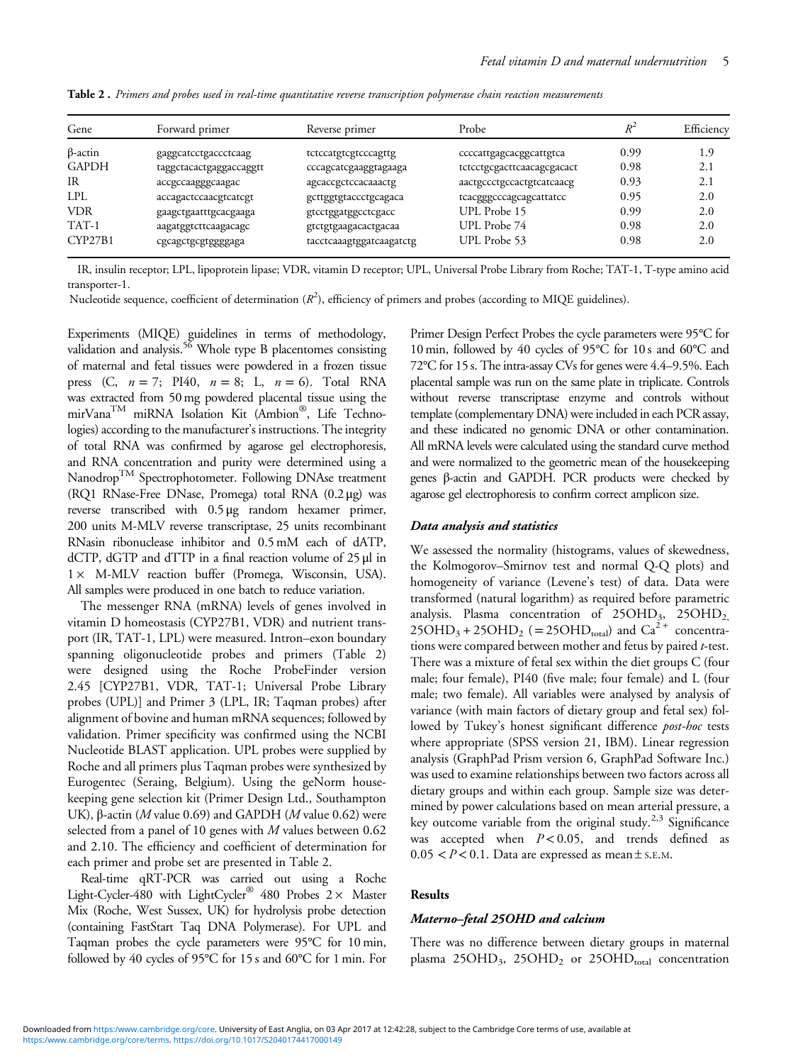**Table 2 .** *Primers and probes used in real-time quantitative reverse transcription polymerase chain reaction measurements*

| Gene | Forward primer | Reverse primer | Probe | $R^2$ | Efficiency |
|---|---|---|---|---|---|
| β-actin | gaggcatcctgaccctcaag | tctccatgtcgtcccagttg | ccccattgagcacggcattgtca | 0.99 | 1.9 |
| GAPDH | taggctacactgaggaccaggtt | cccagcatcgaaggtagaaga | tctcctgcgacttcaacagcgacact | 0.98 | 2.1 |
| IR | accgccaagggcaagac | agcaccgctccacaaactg | aactgccctgccactgtcatcaacg | 0.93 | 2.1 |
| LPL | accagactccaacgtcatcgt | gcttggtgtaccctgcagaca | tcacgggcccagcagcattatcc | 0.95 | 2.0 |
| VDR | gaagctgaatttgcacgaaga | gtcctggatggcctcgacc | UPL Probe 15 | 0.99 | 2.0 |
| TAT-1 | aagatggtcttcaagacagc | gtctgtgaagacactgacaa | UPL Probe 74 | 0.98 | 2.0 |
| CYP27B1 | cgcagctgcgtggggaga | tacctcaaagtggatcaagatctg | UPL Probe 53 | 0.98 | 2.0 |

IR, insulin receptor; LPL, lipoprotein lipase; VDR, vitamin D receptor; UPL, Universal Probe Library from Roche; TAT-1, T-type amino acid transporter-1.

Nucleotide sequence, coefficient of determination ($R^2$), efficiency of primers and probes (according to MIQE guidelines).

Experiments (MIQE) guidelines in terms of methodology, validation and analysis.[56] Whole type B placentomes consisting of maternal and fetal tissues were powdered in a frozen tissue press (C, $n = 7$; PI40, $n = 8$; L, $n = 6$). Total RNA was extracted from 50 mg powdered placental tissue using the mirVana™ miRNA Isolation Kit (Ambion®, Life Technologies) according to the manufacturer's instructions. The integrity of total RNA was confirmed by agarose gel electrophoresis, and RNA concentration and purity were determined using a Nanodrop™ Spectrophotometer. Following DNAse treatment (RQ1 RNase-Free DNase, Promega) total RNA (0.2 μg) was reverse transcribed with 0.5 μg random hexamer primer, 200 units M-MLV reverse transcriptase, 25 units recombinant RNasin ribonuclease inhibitor and 0.5 mM each of dATP, dCTP, dGTP and dTTP in a final reaction volume of 25 μl in 1× M-MLV reaction buffer (Promega, Wisconsin, USA). All samples were produced in one batch to reduce variation.

The messenger RNA (mRNA) levels of genes involved in vitamin D homeostasis (CYP27B1, VDR) and nutrient transport (IR, TAT-1, LPL) were measured. Intron–exon boundary spanning oligonucleotide probes and primers (Table 2) were designed using the Roche ProbeFinder version 2.45 [CYP27B1, VDR, TAT-1; Universal Probe Library probes (UPL)] and Primer 3 (LPL, IR; Taqman probes) after alignment of bovine and human mRNA sequences; followed by validation. Primer specificity was confirmed using the NCBI Nucleotide BLAST application. UPL probes were supplied by Roche and all primers plus Taqman probes were synthesized by Eurogentec (Seraing, Belgium). Using the geNorm housekeeping gene selection kit (Primer Design Ltd., Southampton UK), β-actin (*M* value 0.69) and GAPDH (*M* value 0.62) were selected from a panel of 10 genes with *M* values between 0.62 and 2.10. The efficiency and coefficient of determination for each primer and probe set are presented in Table 2.

Real-time qRT-PCR was carried out using a Roche Light-Cycler-480 with LightCycler® 480 Probes 2× Master Mix (Roche, West Sussex, UK) for hydrolysis probe detection (containing FastStart Taq DNA Polymerase). For UPL and Taqman probes the cycle parameters were 95°C for 10 min, followed by 40 cycles of 95°C for 15 s and 60°C for 1 min. For Primer Design Perfect Probes the cycle parameters were 95°C for 10 min, followed by 40 cycles of 95°C for 10 s and 60°C and 72°C for 15 s. The intra-assay CVs for genes were 4.4–9.5%. Each placental sample was run on the same plate in triplicate. Controls without reverse transcriptase enzyme and controls without template (complementary DNA) were included in each PCR assay, and these indicated no genomic DNA or other contamination. All mRNA levels were calculated using the standard curve method and were normalized to the geometric mean of the housekeeping genes β-actin and GAPDH. PCR products were checked by agarose gel electrophoresis to confirm correct amplicon size.

### *Data analysis and statistics*

We assessed the normality (histograms, values of skewedness, the Kolmogorov–Smirnov test and normal Q-Q plots) and homogeneity of variance (Levene's test) of data. Data were transformed (natural logarithm) as required before parametric analysis. Plasma concentration of $25OHD_3$, $25OHD_2$, $25OHD_3 + 25OHD_2$ ($= 25OHD_{total}$) and $Ca^{2+}$ concentrations were compared between mother and fetus by paired *t*-test. There was a mixture of fetal sex within the diet groups C (four male; four female), PI40 (five male; four female) and L (four male; two female). All variables were analysed by analysis of variance (with main factors of dietary group and fetal sex) followed by Tukey's honest significant difference *post-hoc* tests where appropriate (SPSS version 21, IBM). Linear regression analysis (GraphPad Prism version 6, GraphPad Software Inc.) was used to examine relationships between two factors across all dietary groups and within each group. Sample size was determined by power calculations based on mean arterial pressure, a key outcome variable from the original study.[2,3] Significance was accepted when $P < 0.05$, and trends defined as $0.05 < P < 0.1$. Data are expressed as mean ± S.E.M.

## Results

### *Materno–fetal 25OHD and calcium*

There was no difference between dietary groups in maternal plasma $25OHD_3$, $25OHD_2$ or $25OHD_{total}$ concentration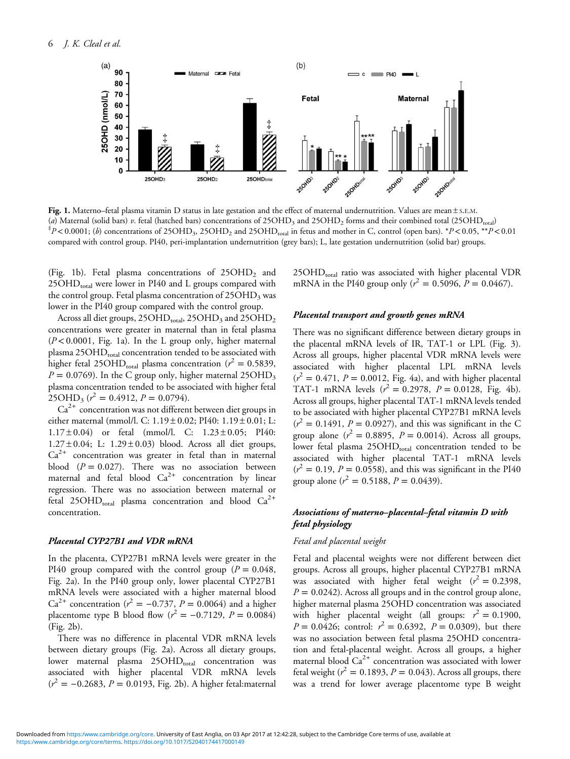**Fig. 1.** Materno–fetal plasma vitamin D status in late gestation and the effect of maternal undernutrition. Values are mean ± S.E.M. (*a*) Maternal (solid bars) *v.* fetal (hatched bars) concentrations of $25OHD_3$ and $25OHD_2$ forms and their combined total ($25OHD_{total}$) $^{‡}P < 0.0001$; (*b*) concentrations of $25OHD_3$, $25OHD_2$ and $25OHD_{total}$ in fetus and mother in C, control (open bars). $^{*}P < 0.05$, $^{**}P < 0.01$ compared with control group. PI40, peri-implantation undernutrition (grey bars); L, late gestation undernutrition (solid bar) groups.

(Fig. 1b). Fetal plasma concentrations of $25OHD_2$ and $25OHD_{total}$ were lower in PI40 and L groups compared with the control group. Fetal plasma concentration of $25OHD_3$ was lower in the PI40 group compared with the control group.

Across all diet groups, $25OHD_{total}$, $25OHD_3$ and $25OHD_2$ concentrations were greater in maternal than in fetal plasma ($P < 0.0001$, Fig. 1a). In the L group only, higher maternal plasma $25OHD_{total}$ concentration tended to be associated with higher fetal $25OHD_{total}$ plasma concentration ($r^2 = 0.5839$, $P = 0.0769$). In the C group only, higher maternal $25OHD_3$ plasma concentration tended to be associated with higher fetal $25OHD_3$ ($r^2 = 0.4912$, $P = 0.0794$).

$Ca^{2+}$ concentration was not different between diet groups in either maternal (mmol/l. C: 1.19 ± 0.02; PI40: 1.19 ± 0.01; L: 1.17 ± 0.04) or fetal (mmol/l. C: 1.23 ± 0.05; PI40: 1.27 ± 0.04; L: 1.29 ± 0.03) blood. Across all diet groups, $Ca^{2+}$ concentration was greater in fetal than in maternal blood ($P = 0.027$). There was no association between maternal and fetal blood $Ca^{2+}$ concentration by linear regression. There was no association between maternal or fetal $25OHD_{total}$ plasma concentration and blood $Ca^{2+}$ concentration.

### *Placental CYP27B1 and VDR mRNA*

In the placenta, CYP27B1 mRNA levels were greater in the PI40 group compared with the control group ($P = 0.048$, Fig. 2a). In the PI40 group only, lower placental CYP27B1 mRNA levels were associated with a higher maternal blood $Ca^{2+}$ concentration ($r^2 = -0.737$, $P = 0.0064$) and a higher placentome type B blood flow ($r^2 = -0.7129$, $P = 0.0084$) (Fig. 2b).

There was no difference in placental VDR mRNA levels between dietary groups (Fig. 2a). Across all dietary groups, lower maternal plasma $25OHD_{total}$ concentration was associated with higher placental VDR mRNA levels ($r^2 = -0.2683$, $P = 0.0193$, Fig. 2b). A higher fetal:maternal $25OHD_{total}$ ratio was associated with higher placental VDR mRNA in the PI40 group only ($r^2 = 0.5096$, $P = 0.0467$).

### *Placental transport and growth genes mRNA*

There was no significant difference between dietary groups in the placental mRNA levels of IR, TAT-1 or LPL (Fig. 3). Across all groups, higher placental VDR mRNA levels were associated with higher placental LPL mRNA levels ($r^2 = 0.471$, $P = 0.0012$, Fig. 4a), and with higher placental TAT-1 mRNA levels ($r^2 = 0.2978$, $P = 0.0128$, Fig. 4b). Across all groups, higher placental TAT-1 mRNA levels tended to be associated with higher placental CYP27B1 mRNA levels ($r^2 = 0.1491$, $P = 0.0927$), and this was significant in the C group alone ($r^2 = 0.8895$, $P = 0.0014$). Across all groups, lower fetal plasma $25OHD_{total}$ concentration tended to be associated with higher placental TAT-1 mRNA levels ($r^2 = 0.19$, $P = 0.0558$), and this was significant in the PI40 group alone ($r^2 = 0.5188$, $P = 0.0439$).

### *Associations of materno–placental–fetal vitamin D with fetal physiology*

#### *Fetal and placental weight*

Fetal and placental weights were not different between diet groups. Across all groups, higher placental CYP27B1 mRNA was associated with higher fetal weight ($r^2 = 0.2398$, $P = 0.0242$). Across all groups and in the control group alone, higher maternal plasma 25OHD concentration was associated with higher placental weight (all groups: $r^2 = 0.1900$, $P = 0.0426$; control: $r^2 = 0.6392$, $P = 0.0309$), but there was no association between fetal plasma 25OHD concentration and fetal-placental weight. Across all groups, a higher maternal blood $Ca^{2+}$ concentration was associated with lower fetal weight ($r^2 = 0.1893$, $P = 0.043$). Across all groups, there was a trend for lower average placentome type B weight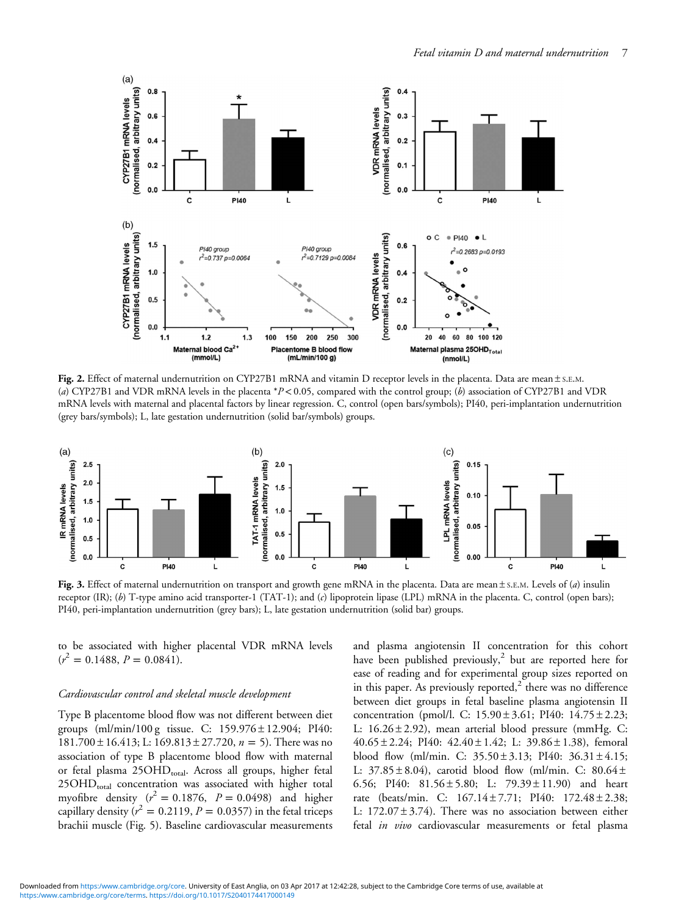**Fig. 2.** Effect of maternal undernutrition on CYP27B1 mRNA and vitamin D receptor levels in the placenta. Data are mean ± S.E.M. (*a*) CYP27B1 and VDR mRNA levels in the placenta \*$P < 0.05$, compared with the control group; (*b*) association of CYP27B1 and VDR mRNA levels with maternal and placental factors by linear regression. C, control (open bars/symbols); PI40, peri-implantation undernutrition (grey bars/symbols); L, late gestation undernutrition (solid bar/symbols) groups.

**Fig. 3.** Effect of maternal undernutrition on transport and growth gene mRNA in the placenta. Data are mean ± S.E.M. Levels of (*a*) insulin receptor (IR); (*b*) T-type amino acid transporter-1 (TAT-1); and (*c*) lipoprotein lipase (LPL) mRNA in the placenta. C, control (open bars); PI40, peri-implantation undernutrition (grey bars); L, late gestation undernutrition (solid bar) groups.

to be associated with higher placental VDR mRNA levels ($r^2 = 0.1488$, $P = 0.0841$).

### *Cardiovascular control and skeletal muscle development*

Type B placentome blood flow was not different between diet groups (ml/min/100 g tissue. C: 159.976 ± 12.904; PI40: 181.700 ± 16.413; L: 169.813 ± 27.720, $n = 5$). There was no association of type B placentome blood flow with maternal or fetal plasma $25OHD_{total}$. Across all groups, higher fetal $25OHD_{total}$ concentration was associated with higher total myofibre density ($r^2 = 0.1876$, $P = 0.0498$) and higher capillary density ($r^2 = 0.2119$, $P = 0.0357$) in the fetal triceps brachii muscle (Fig. 5). Baseline cardiovascular measurements and plasma angiotensin II concentration for this cohort have been published previously,[2] but are reported here for ease of reading and for experimental group sizes reported on in this paper. As previously reported,[2] there was no difference between diet groups in fetal baseline plasma angiotensin II concentration (pmol/l. C: 15.90 ± 3.61; PI40: 14.75 ± 2.23; L: 16.26 ± 2.92), mean arterial blood pressure (mmHg. C: 40.65 ± 2.24; PI40: 42.40 ± 1.42; L: 39.86 ± 1.38), femoral blood flow (ml/min. C: 35.50 ± 3.13; PI40: 36.31 ± 4.15; L: 37.85 ± 8.04), carotid blood flow (ml/min. C: 80.64 ± 6.56; PI40: 81.56 ± 5.80; L: 79.39 ± 11.90) and heart rate (beats/min. C: 167.14 ± 7.71; PI40: 172.48 ± 2.38; L: 172.07 ± 3.74). There was no association between either fetal *in vivo* cardiovascular measurements or fetal plasma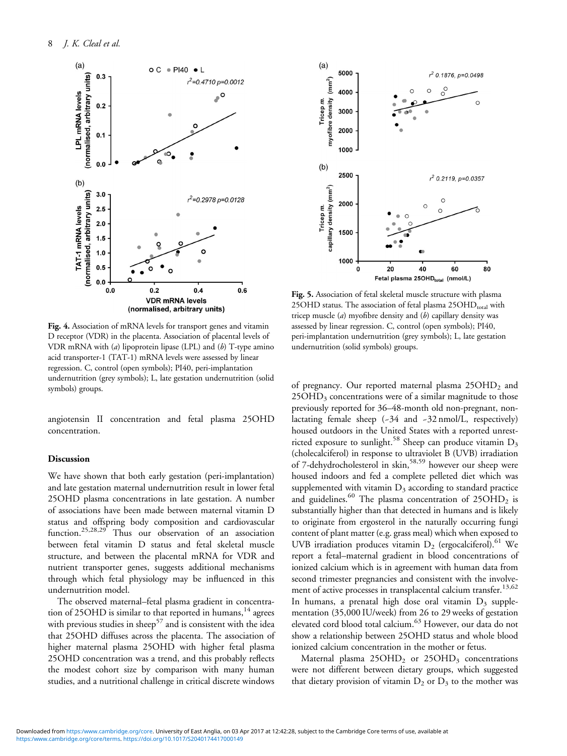**Fig. 4.** Association of mRNA levels for transport genes and vitamin D receptor (VDR) in the placenta. Association of placental levels of VDR mRNA with (*a*) lipoprotein lipase (LPL) and (*b*) T-type amino acid transporter-1 (TAT-1) mRNA levels were assessed by linear regression. C, control (open symbols); PI40, peri-implantation undernutrition (grey symbols); L, late gestation undernutrition (solid symbols) groups.

**Fig. 5.** Association of fetal skeletal muscle structure with plasma 25OHD status. The association of fetal plasma $25OHD_{total}$ with tricep muscle (*a*) myofibre density and (*b*) capillary density was assessed by linear regression. C, control (open symbols); PI40, peri-implantation undernutrition (grey symbols); L, late gestation undernutrition (solid symbols) groups.

angiotensin II concentration and fetal plasma 25OHD concentration.

## Discussion

We have shown that both early gestation (peri-implantation) and late gestation maternal undernutrition result in lower fetal 25OHD plasma concentrations in late gestation. A number of associations have been made between maternal vitamin D status and offspring body composition and cardiovascular function.[25,28,29] Thus our observation of an association between fetal vitamin D status and fetal skeletal muscle structure, and between the placental mRNA for VDR and nutrient transporter genes, suggests additional mechanisms through which fetal physiology may be influenced in this undernutrition model.

The observed maternal–fetal plasma gradient in concentration of 25OHD is similar to that reported in humans,[14] agrees with previous studies in sheep[57] and is consistent with the idea that 25OHD diffuses across the placenta. The association of higher maternal plasma 25OHD with higher fetal plasma 25OHD concentration was a trend, and this probably reflects the modest cohort size by comparison with many human studies, and a nutritional challenge in critical discrete windows of pregnancy. Our reported maternal plasma $25OHD_2$ and $25OHD_3$ concentrations were of a similar magnitude to those previously reported for 36–48-month old non-pregnant, non-lactating female sheep (~34 and ~32 nmol/L, respectively) housed outdoors in the United States with a reported unrestricted exposure to sunlight.[58] Sheep can produce vitamin $D_3$ (cholecalciferol) in response to ultraviolet B (UVB) irradiation of 7-dehydrocholesterol in skin,[58,59] however our sheep were housed indoors and fed a complete pelleted diet which was supplemented with vitamin $D_3$ according to standard practice and guidelines.[60] The plasma concentration of $25OHD_2$ is substantially higher than that detected in humans and is likely to originate from ergosterol in the naturally occurring fungi content of plant matter (e.g. grass meal) which when exposed to UVB irradiation produces vitamin $D_2$ (ergocalciferol).[61] We report a fetal–maternal gradient in blood concentrations of ionized calcium which is in agreement with human data from second trimester pregnancies and consistent with the involvement of active processes in transplacental calcium transfer.[13,62] In humans, a prenatal high dose oral vitamin $D_3$ supplementation (35,000 IU/week) from 26 to 29 weeks of gestation elevated cord blood total calcium.[63] However, our data do not show a relationship between 25OHD status and whole blood ionized calcium concentration in the mother or fetus.

Maternal plasma $25OHD_2$ or $25OHD_3$ concentrations were not different between dietary groups, which suggested that dietary provision of vitamin $D_2$ or $D_3$ to the mother was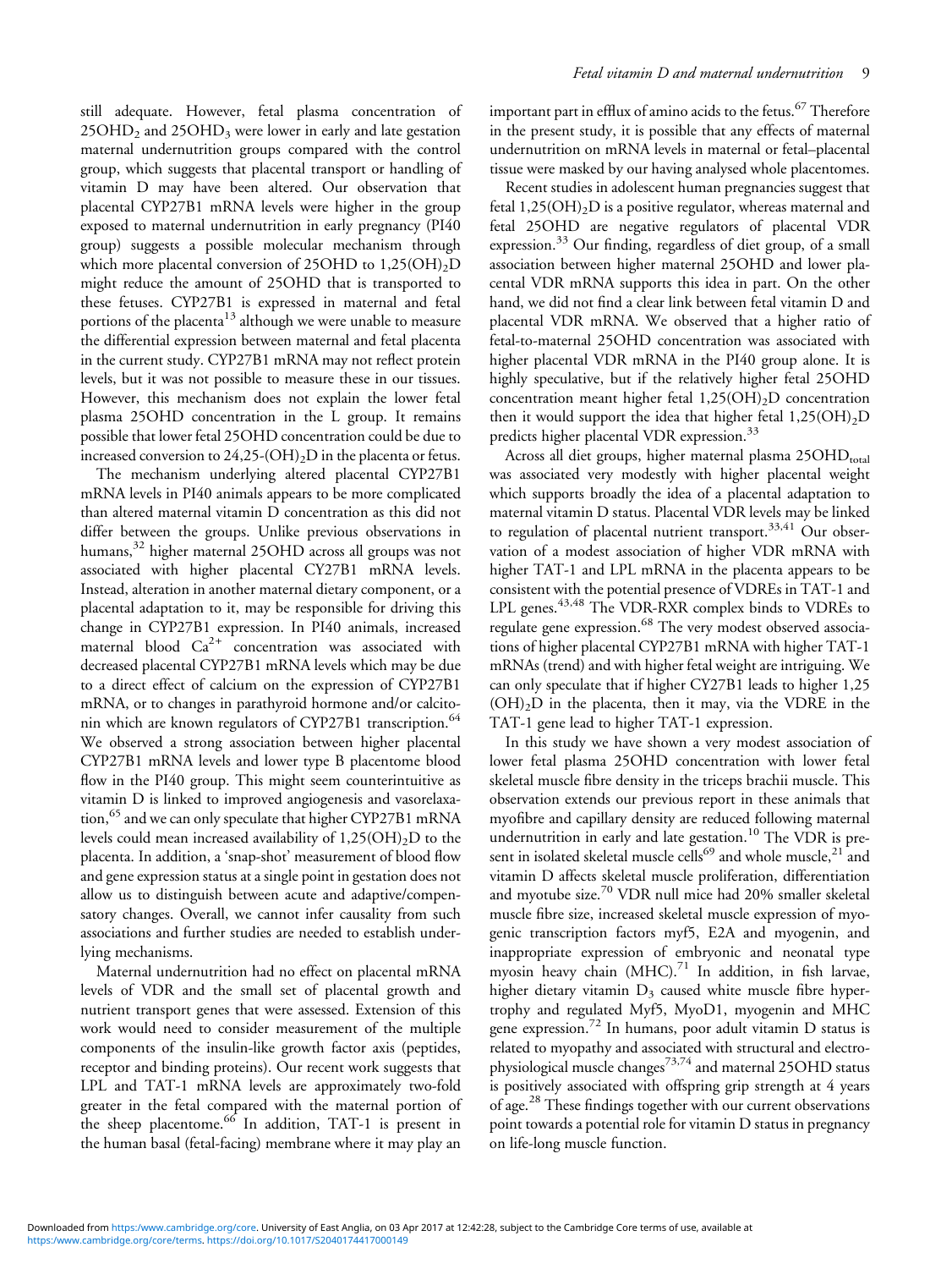still adequate. However, fetal plasma concentration of $25OHD_2$ and $25OHD_3$ were lower in early and late gestation maternal undernutrition groups compared with the control group, which suggests that placental transport or handling of vitamin D may have been altered. Our observation that placental CYP27B1 mRNA levels were higher in the group exposed to maternal undernutrition in early pregnancy (PI40 group) suggests a possible molecular mechanism through which more placental conversion of 25OHD to $1,25(OH)_2D$ might reduce the amount of 25OHD that is transported to these fetuses. CYP27B1 is expressed in maternal and fetal portions of the placenta[13] although we were unable to measure the differential expression between maternal and fetal placenta in the current study. CYP27B1 mRNA may not reflect protein levels, but it was not possible to measure these in our tissues. However, this mechanism does not explain the lower fetal plasma 25OHD concentration in the L group. It remains possible that lower fetal 25OHD concentration could be due to increased conversion to $24,25\text{-}(OH)_2D$ in the placenta or fetus.

The mechanism underlying altered placental CYP27B1 mRNA levels in PI40 animals appears to be more complicated than altered maternal vitamin D concentration as this did not differ between the groups. Unlike previous observations in humans,[32] higher maternal 25OHD across all groups was not associated with higher placental CYP27B1 mRNA levels. Instead, alteration in another maternal dietary component, or a placental adaptation to it, may be responsible for driving this change in CYP27B1 expression. In PI40 animals, increased maternal blood $Ca^{2+}$ concentration was associated with decreased placental CYP27B1 mRNA levels which may be due to a direct effect of calcium on the expression of CYP27B1 mRNA, or to changes in parathyroid hormone and/or calcitonin which are known regulators of CYP27B1 transcription.[64] We observed a strong association between higher placental CYP27B1 mRNA levels and lower type B placentome blood flow in the PI40 group. This might seem counterintuitive as vitamin D is linked to improved angiogenesis and vasorelaxation,[65] and we can only speculate that higher CYP27B1 mRNA levels could mean increased availability of $1,25(OH)_2D$ to the placenta. In addition, a 'snap-shot' measurement of blood flow and gene expression status at a single point in gestation does not allow us to distinguish between acute and adaptive/compensatory changes. Overall, we cannot infer causality from such associations and further studies are needed to establish underlying mechanisms.

Maternal undernutrition had no effect on placental mRNA levels of VDR and the small set of placental growth and nutrient transport genes that were assessed. Extension of this work would need to consider measurement of the multiple components of the insulin-like growth factor axis (peptides, receptor and binding proteins). Our recent work suggests that LPL and TAT-1 mRNA levels are approximately two-fold greater in the fetal compared with the maternal portion of the sheep placentome.[66] In addition, TAT-1 is present in the human basal (fetal-facing) membrane where it may play an important part in efflux of amino acids to the fetus.[67] Therefore in the present study, it is possible that any effects of maternal undernutrition on mRNA levels in maternal or fetal–placental tissue were masked by our having analysed whole placentomes.

Recent studies in adolescent human pregnancies suggest that fetal $1,25(OH)_2D$ is a positive regulator, whereas maternal and fetal 25OHD are negative regulators of placental VDR expression.[33] Our finding, regardless of diet group, of a small association between higher maternal 25OHD and lower placental VDR mRNA supports this idea in part. On the other hand, we did not find a clear link between fetal vitamin D and placental VDR mRNA. We observed that a higher ratio of fetal-to-maternal 25OHD concentration was associated with higher placental VDR mRNA in the PI40 group alone. It is highly speculative, but if the relatively higher fetal 25OHD concentration meant higher fetal $1,25(OH)_2D$ concentration then it would support the idea that higher fetal $1,25(OH)_2D$ predicts higher placental VDR expression.[33]

Across all diet groups, higher maternal plasma $25OHD_{total}$ was associated very modestly with higher placental weight which supports broadly the idea of a placental adaptation to maternal vitamin D status. Placental VDR levels may be linked to regulation of placental nutrient transport.[33,41] Our observation of a modest association of higher VDR mRNA with higher TAT-1 and LPL mRNA in the placenta appears to be consistent with the potential presence of VDREs in TAT-1 and LPL genes.[43,48] The VDR-RXR complex binds to VDREs to regulate gene expression.[68] The very modest observed associations of higher placental CYP27B1 mRNA with higher TAT-1 mRNAs (trend) and with higher fetal weight are intriguing. We can only speculate that if higher CY27B1 leads to higher $1,25(OH)_2D$ in the placenta, then it may, via the VDRE in the TAT-1 gene lead to higher TAT-1 expression.

In this study we have shown a very modest association of lower fetal plasma 25OHD concentration with lower fetal skeletal muscle fibre density in the triceps brachii muscle. This observation extends our previous report in these animals that myofibre and capillary density are reduced following maternal undernutrition in early and late gestation.[10] The VDR is present in isolated skeletal muscle cells[69] and whole muscle,[21] and vitamin D affects skeletal muscle proliferation, differentiation and myotube size.[70] VDR null mice had 20% smaller skeletal muscle fibre size, increased skeletal muscle expression of myogenic transcription factors myf5, E2A and myogenin, and inappropriate expression of embryonic and neonatal type myosin heavy chain (MHC).[71] In addition, in fish larvae, higher dietary vitamin $D_3$ caused white muscle fibre hypertrophy and regulated Myf5, MyoD1, myogenin and MHC gene expression.[72] In humans, poor adult vitamin D status is related to myopathy and associated with structural and electrophysiological muscle changes[73,74] and maternal 25OHD status is positively associated with offspring grip strength at 4 years of age.[28] These findings together with our current observations point towards a potential role for vitamin D status in pregnancy on life-long muscle function.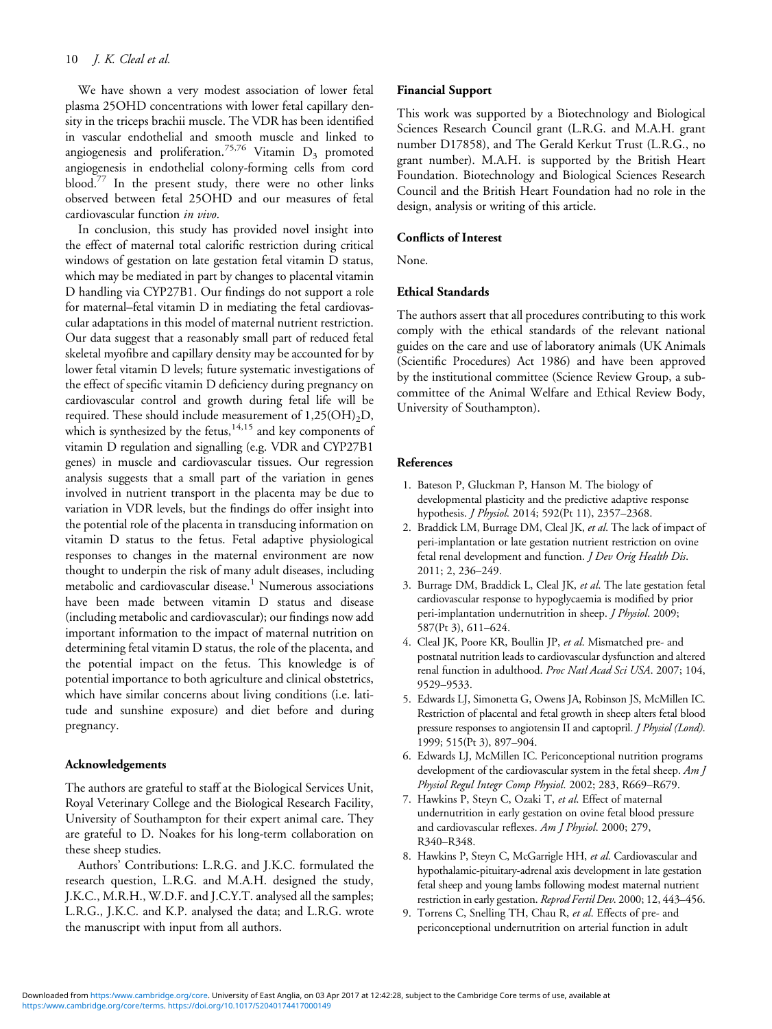We have shown a very modest association of lower fetal plasma 25OHD concentrations with lower fetal capillary density in the triceps brachii muscle. The VDR has been identified in vascular endothelial and smooth muscle and linked to angiogenesis and proliferation.[75,76] Vitamin $D_3$ promoted angiogenesis in endothelial colony-forming cells from cord blood.[77] In the present study, there were no other links observed between fetal 25OHD and our measures of fetal cardiovascular function *in vivo*.

In conclusion, this study has provided novel insight into the effect of maternal total calorific restriction during critical windows of gestation on late gestation fetal vitamin D status, which may be mediated in part by changes to placental vitamin D handling via CYP27B1. Our findings do not support a role for maternal–fetal vitamin D in mediating the fetal cardiovascular adaptations in this model of maternal nutrient restriction. Our data suggest that a reasonably small part of reduced fetal skeletal myofibre and capillary density may be accounted for by lower fetal vitamin D levels; future systematic investigations of the effect of specific vitamin D deficiency during pregnancy on cardiovascular control and growth during fetal life will be required. These should include measurement of $1,25(OH)_2D$, which is synthesized by the fetus,[14,15] and key components of vitamin D regulation and signalling (e.g. VDR and CYP27B1 genes) in muscle and cardiovascular tissues. Our regression analysis suggests that a small part of the variation in genes involved in nutrient transport in the placenta may be due to variation in VDR levels, but the findings do offer insight into the potential role of the placenta in transducing information on vitamin D status to the fetus. Fetal adaptive physiological responses to changes in the maternal environment are now thought to underpin the risk of many adult diseases, including metabolic and cardiovascular disease.[1] Numerous associations have been made between vitamin D status and disease (including metabolic and cardiovascular); our findings now add important information to the impact of maternal nutrition on determining fetal vitamin D status, the role of the placenta, and the potential impact on the fetus. This knowledge is of potential importance to both agriculture and clinical obstetrics, which have similar concerns about living conditions (i.e. latitude and sunshine exposure) and diet before and during pregnancy.

## Acknowledgements

The authors are grateful to staff at the Biological Services Unit, Royal Veterinary College and the Biological Research Facility, University of Southampton for their expert animal care. They are grateful to D. Noakes for his long-term collaboration on these sheep studies.

Authors' Contributions: L.R.G. and J.K.C. formulated the research question, L.R.G. and M.A.H. designed the study, J.K.C., M.R.H., W.D.F. and J.C.Y.T. analysed all the samples; L.R.G., J.K.C. and K.P. analysed the data; and L.R.G. wrote the manuscript with input from all authors.

## Financial Support

This work was supported by a Biotechnology and Biological Sciences Research Council grant (L.R.G. and M.A.H. grant number D17858), and The Gerald Kerkut Trust (L.R.G., no grant number). M.A.H. is supported by the British Heart Foundation. Biotechnology and Biological Sciences Research Council and the British Heart Foundation had no role in the design, analysis or writing of this article.

## Conflicts of Interest

None.

## Ethical Standards

The authors assert that all procedures contributing to this work comply with the ethical standards of the relevant national guides on the care and use of laboratory animals (UK Animals (Scientific Procedures) Act 1986) and have been approved by the institutional committee (Science Review Group, a subcommittee of the Animal Welfare and Ethical Review Body, University of Southampton).

## References

1. Bateson P, Gluckman P, Hanson M. The biology of developmental plasticity and the predictive adaptive response hypothesis. *J Physiol*. 2014; 592(Pt 11), 2357–2368.
2. Braddick LM, Burrage DM, Cleal JK, *et al*. The lack of impact of peri-implantation or late gestation nutrient restriction on ovine fetal renal development and function. *J Dev Orig Health Dis*. 2011; 2, 236–249.
3. Burrage DM, Braddick L, Cleal JK, *et al*. The late gestation fetal cardiovascular response to hypoglycaemia is modified by prior peri-implantation undernutrition in sheep. *J Physiol*. 2009; 587(Pt 3), 611–624.
4. Cleal JK, Poore KR, Boullin JP, *et al*. Mismatched pre- and postnatal nutrition leads to cardiovascular dysfunction and altered renal function in adulthood. *Proc Natl Acad Sci USA*. 2007; 104, 9529–9533.
5. Edwards LJ, Simonetta G, Owens JA, Robinson JS, McMillen IC. Restriction of placental and fetal growth in sheep alters fetal blood pressure responses to angiotensin II and captopril. *J Physiol (Lond)*. 1999; 515(Pt 3), 897–904.
6. Edwards LJ, McMillen IC. Periconceptional nutrition programs development of the cardiovascular system in the fetal sheep. *Am J Physiol Regul Integr Comp Physiol*. 2002; 283, R669–R679.
7. Hawkins P, Steyn C, Ozaki T, *et al*. Effect of maternal undernutrition in early gestation on ovine fetal blood pressure and cardiovascular reflexes. *Am J Physiol*. 2000; 279, R340–R348.
8. Hawkins P, Steyn C, McGarrigle HH, *et al*. Cardiovascular and hypothalamic-pituitary-adrenal axis development in late gestation fetal sheep and young lambs following modest maternal nutrient restriction in early gestation. *Reprod Fertil Dev*. 2000; 12, 443–456.
9. Torrens C, Snelling TH, Chau R, *et al*. Effects of pre- and periconceptional undernutrition on arterial function in adult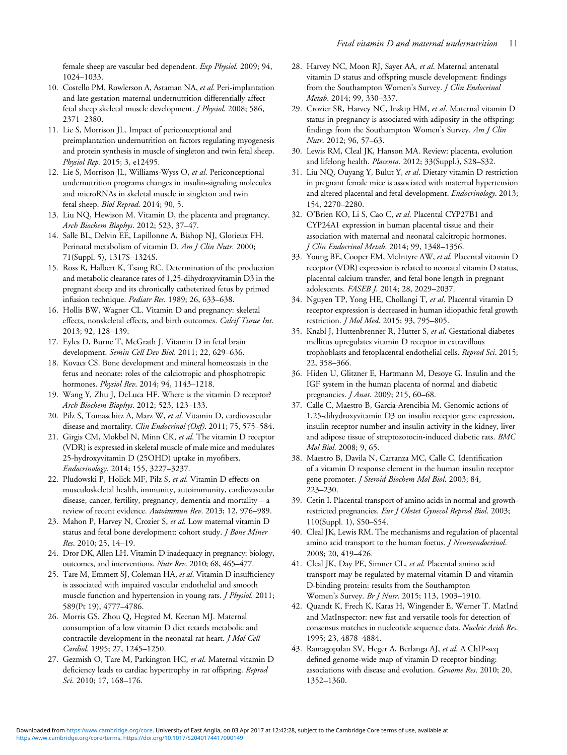female sheep are vascular bed dependent. *Exp Physiol*. 2009; 94, 1024–1033.

10. Costello PM, Rowlerson A, Astaman NA, *et al*. Peri-implantation and late gestation maternal undernutrition differentially affect fetal sheep skeletal muscle development. *J Physiol*. 2008; 586, 2371–2380.
11. Lie S, Morrison JL. Impact of periconceptional and preimplantation undernutrition on factors regulating myogenesis and protein synthesis in muscle of singleton and twin fetal sheep. *Physiol Rep.* 2015; 3, e12495.
12. Lie S, Morrison JL, Williams-Wyss O, *et al*. Periconceptional undernutrition programs changes in insulin-signaling molecules and microRNAs in skeletal muscle in singleton and twin fetal sheep. *Biol Reprod*. 2014; 90, 5.
13. Liu NQ, Hewison M. Vitamin D, the placenta and pregnancy. *Arch Biochem Biophys*. 2012; 523, 37–47.
14. Salle BL, Delvin EE, Lapillonne A, Bishop NJ, Glorieux FH. Perinatal metabolism of vitamin D. *Am J Clin Nutr*. 2000; 71(Suppl. 5), 1317S–1324S.
15. Ross R, Halbert K, Tsang RC. Determination of the production and metabolic clearance rates of 1,25-dihydroxyvitamin D3 in the pregnant sheep and its chronically catheterized fetus by primed infusion technique. *Pediatr Res*. 1989; 26, 633–638.
16. Hollis BW, Wagner CL. Vitamin D and pregnancy: skeletal effects, nonskeletal effects, and birth outcomes. *Calcif Tissue Int*. 2013; 92, 128–139.
17. Eyles D, Burne T, McGrath J. Vitamin D in fetal brain development. *Semin Cell Dev Biol*. 2011; 22, 629–636.
18. Kovacs CS. Bone development and mineral homeostasis in the fetus and neonate: roles of the calciotropic and phosphotropic hormones. *Physiol Rev*. 2014; 94, 1143–1218.
19. Wang Y, Zhu J, DeLuca HF. Where is the vitamin D receptor? *Arch Biochem Biophys*. 2012; 523, 123–133.
20. Pilz S, Tomaschitz A, Marz W, *et al*. Vitamin D, cardiovascular disease and mortality. *Clin Endocrinol (Oxf)*. 2011; 75, 575–584.
21. Girgis CM, Mokbel N, Minn CK, *et al*. The vitamin D receptor (VDR) is expressed in skeletal muscle of male mice and modulates 25-hydroxyvitamin D (25OHD) uptake in myofibers. *Endocrinology*. 2014; 155, 3227–3237.
22. Pludowski P, Holick MF, Pilz S, *et al*. Vitamin D effects on musculoskeletal health, immunity, autoimmunity, cardiovascular disease, cancer, fertility, pregnancy, dementia and mortality – a review of recent evidence. *Autoimmun Rev*. 2013; 12, 976–989.
23. Mahon P, Harvey N, Crozier S, *et al*. Low maternal vitamin D status and fetal bone development: cohort study. *J Bone Miner Res*. 2010; 25, 14–19.
24. Dror DK, Allen LH. Vitamin D inadequacy in pregnancy: biology, outcomes, and interventions. *Nutr Rev*. 2010; 68, 465–477.
25. Tare M, Emmett SJ, Coleman HA, *et al*. Vitamin D insufficiency is associated with impaired vascular endothelial and smooth muscle function and hypertension in young rats. *J Physiol*. 2011; 589(Pt 19), 4777–4786.
26. Morris GS, Zhou Q, Hegsted M, Keenan MJ. Maternal consumption of a low vitamin D diet retards metabolic and contractile development in the neonatal rat heart. *J Mol Cell Cardiol*. 1995; 27, 1245–1250.
27. Gezmish O, Tare M, Parkington HC, *et al*. Maternal vitamin D deficiency leads to cardiac hypertrophy in rat offspring. *Reprod Sci*. 2010; 17, 168–176.
28. Harvey NC, Moon RJ, Sayer AA, *et al*. Maternal antenatal vitamin D status and offspring muscle development: findings from the Southampton Women's Survey. *J Clin Endocrinol Metab*. 2014; 99, 330–337.
29. Crozier SR, Harvey NC, Inskip HM, *et al*. Maternal vitamin D status in pregnancy is associated with adiposity in the offspring: findings from the Southampton Women's Survey. *Am J Clin Nutr*. 2012; 96, 57–63.
30. Lewis RM, Cleal JK, Hanson MA. Review: placenta, evolution and lifelong health. *Placenta*. 2012; 33(Suppl.), S28–S32.
31. Liu NQ, Ouyang Y, Bulut Y, *et al*. Dietary vitamin D restriction in pregnant female mice is associated with maternal hypertension and altered placental and fetal development. *Endocrinology*. 2013; 154, 2270–2280.
32. O'Brien KO, Li S, Cao C, *et al*. Placental CYP27B1 and CYP24A1 expression in human placental tissue and their association with maternal and neonatal calcitropic hormones. *J Clin Endocrinol Metab*. 2014; 99, 1348–1356.
33. Young BE, Cooper EM, McIntyre AW, *et al*. Placental vitamin D receptor (VDR) expression is related to neonatal vitamin D status, placental calcium transfer, and fetal bone length in pregnant adolescents. *FASEB J*. 2014; 28, 2029–2037.
34. Nguyen TP, Yong HE, Chollangi T, *et al*. Placental vitamin D receptor expression is decreased in human idiopathic fetal growth restriction. *J Mol Med*. 2015; 93, 795–805.
35. Knabl J, Huttenbrenner R, Hutter S, *et al*. Gestational diabetes mellitus upregulates vitamin D receptor in extravillous trophoblasts and fetoplacental endothelial cells. *Reprod Sci*. 2015; 22, 358–366.
36. Hiden U, Glitzner E, Hartmann M, Desoye G. Insulin and the IGF system in the human placenta of normal and diabetic pregnancies. *J Anat*. 2009; 215, 60–68.
37. Calle C, Maestro B, Garcia-Arencibia M. Genomic actions of 1,25-dihydroxyvitamin D3 on insulin receptor gene expression, insulin receptor number and insulin activity in the kidney, liver and adipose tissue of streptozotocin-induced diabetic rats. *BMC Mol Biol*. 2008; 9, 65.
38. Maestro B, Davila N, Carranza MC, Calle C. Identification of a vitamin D response element in the human insulin receptor gene promoter. *J Steroid Biochem Mol Biol*. 2003; 84, 223–230.
39. Cetin I. Placental transport of amino acids in normal and growth-restricted pregnancies. *Eur J Obstet Gynecol Reprod Biol*. 2003; 110(Suppl. 1), S50–S54.
40. Cleal JK, Lewis RM. The mechanisms and regulation of placental amino acid transport to the human foetus. *J Neuroendocrinol*. 2008; 20, 419–426.
41. Cleal JK, Day PE, Simner CL, *et al*. Placental amino acid transport may be regulated by maternal vitamin D and vitamin D-binding protein: results from the Southampton Women's Survey. *Br J Nutr*. 2015; 113, 1903–1910.
42. Quandt K, Frech K, Karas H, Wingender E, Werner T. MatInd and MatInspector: new fast and versatile tools for detection of consensus matches in nucleotide sequence data. *Nucleic Acids Res*. 1995; 23, 4878–4884.
43. Ramagopalan SV, Heger A, Berlanga AJ, *et al*. A ChIP-seq defined genome-wide map of vitamin D receptor binding: associations with disease and evolution. *Genome Res*. 2010; 20, 1352–1360.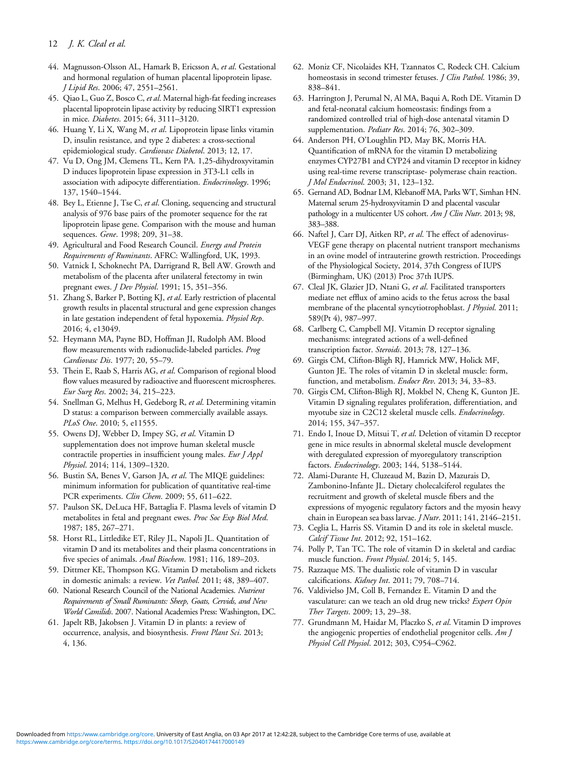44. Magnusson-Olsson AL, Hamark B, Ericsson A, *et al*. Gestational and hormonal regulation of human placental lipoprotein lipase. *J Lipid Res*. 2006; 47, 2551–2561.
45. Qiao L, Guo Z, Bosco C, *et al*. Maternal high-fat feeding increases placental lipoprotein lipase activity by reducing SIRT1 expression in mice. *Diabetes*. 2015; 64, 3111–3120.
46. Huang Y, Li X, Wang M, *et al*. Lipoprotein lipase links vitamin D, insulin resistance, and type 2 diabetes: a cross-sectional epidemiological study. *Cardiovasc Diabetol*. 2013; 12, 17.
47. Vu D, Ong JM, Clemens TL, Kern PA. 1,25-dihydroxyvitamin D induces lipoprotein lipase expression in 3T3-L1 cells in association with adipocyte differentiation. *Endocrinology*. 1996; 137, 1540–1544.
48. Bey L, Etienne J, Tse C, *et al*. Cloning, sequencing and structural analysis of 976 base pairs of the promoter sequence for the rat lipoprotein lipase gene. Comparison with the mouse and human sequences. *Gene*. 1998; 209, 31–38.
49. Agricultural and Food Research Council. *Energy and Protein Requirements of Ruminants*. AFRC: Wallingford, UK, 1993.
50. Vatnick I, Schoknecht PA, Darrigrand R, Bell AW. Growth and metabolism of the placenta after unilateral fetectomy in twin pregnant ewes. *J Dev Physiol*. 1991; 15, 351–356.
51. Zhang S, Barker P, Botting KJ, *et al*. Early restriction of placental growth results in placental structural and gene expression changes in late gestation independent of fetal hypoxemia. *Physiol Rep*. 2016; 4, e13049.
52. Heymann MA, Payne BD, Hoffman JI, Rudolph AM. Blood flow measurements with radionuclide-labeled particles. *Prog Cardiovasc Dis*. 1977; 20, 55–79.
53. Thein E, Raab S, Harris AG, *et al*. Comparison of regional blood flow values measured by radioactive and fluorescent microspheres. *Eur Surg Res*. 2002; 34, 215–223.
54. Snellman G, Melhus H, Gedeborg R, *et al*. Determining vitamin D status: a comparison between commercially available assays. *PLoS One*. 2010; 5, e11555.
55. Owens DJ, Webber D, Impey SG, *et al*. Vitamin D supplementation does not improve human skeletal muscle contractile properties in insufficient young males. *Eur J Appl Physiol*. 2014; 114, 1309–1320.
56. Bustin SA, Benes V, Garson JA, *et al*. The MIQE guidelines: minimum information for publication of quantitative real-time PCR experiments. *Clin Chem*. 2009; 55, 611–622.
57. Paulson SK, DeLuca HF, Battaglia F. Plasma levels of vitamin D metabolites in fetal and pregnant ewes. *Proc Soc Exp Biol Med*. 1987; 185, 267–271.
58. Horst RL, Littledike ET, Riley JL, Napoli JL. Quantitation of vitamin D and its metabolites and their plasma concentrations in five species of animals. *Anal Biochem*. 1981; 116, 189–203.
59. Dittmer KE, Thompson KG. Vitamin D metabolism and rickets in domestic animals: a review. *Vet Pathol*. 2011; 48, 389–407.
60. National Research Council of the National Academies. *Nutrient Requirements of Small Ruminants: Sheep, Goats, Cervids, and New World Camilids*. 2007. National Academies Press: Washington, DC.
61. Japelt RB, Jakobsen J. Vitamin D in plants: a review of occurrence, analysis, and biosynthesis. *Front Plant Sci*. 2013; 4, 136.
62. Moniz CF, Nicolaides KH, Tzannatos C, Rodeck CH. Calcium homeostasis in second trimester fetuses. *J Clin Pathol*. 1986; 39, 838–841.
63. Harrington J, Perumal N, Al MA, Baqui A, Roth DE. Vitamin D and fetal-neonatal calcium homeostasis: findings from a randomized controlled trial of high-dose antenatal vitamin D supplementation. *Pediatr Res*. 2014; 76, 302–309.
64. Anderson PH, O'Loughlin PD, May BK, Morris HA. Quantification of mRNA for the vitamin D metabolizing enzymes CYP27B1 and CYP24 and vitamin D receptor in kidney using real-time reverse transcriptase- polymerase chain reaction. *J Mol Endocrinol*. 2003; 31, 123–132.
65. Gernand AD, Bodnar LM, Klebanoff MA, Parks WT, Simhan HN. Maternal serum 25-hydroxyvitamin D and placental vascular pathology in a multicenter US cohort. *Am J Clin Nutr*. 2013; 98, 383–388.
66. Naftel J, Carr DJ, Aitken RP, *et al*. The effect of adenovirus-VEGF gene therapy on placental nutrient transport mechanisms in an ovine model of intrauterine growth restriction. Proceedings of the Physiological Society, 2014, 37th Congress of IUPS (Birmingham, UK) (2013) Proc 37th IUPS.
67. Cleal JK, Glazier JD, Ntani G, *et al*. Facilitated transporters mediate net efflux of amino acids to the fetus across the basal membrane of the placental syncytiotrophoblast. *J Physiol*. 2011; 589(Pt 4), 987–997.
68. Carlberg C, Campbell MJ. Vitamin D receptor signaling mechanisms: integrated actions of a well-defined transcription factor. *Steroids*. 2013; 78, 127–136.
69. Girgis CM, Clifton-Bligh RJ, Hamrick MW, Holick MF, Gunton JE. The roles of vitamin D in skeletal muscle: form, function, and metabolism. *Endocr Rev*. 2013; 34, 33–83.
70. Girgis CM, Clifton-Bligh RJ, Mokbel N, Cheng K, Gunton JE. Vitamin D signaling regulates proliferation, differentiation, and myotube size in C2C12 skeletal muscle cells. *Endocrinology*. 2014; 155, 347–357.
71. Endo I, Inoue D, Mitsui T, *et al*. Deletion of vitamin D receptor gene in mice results in abnormal skeletal muscle development with deregulated expression of myoregulatory transcription factors. *Endocrinology*. 2003; 144, 5138–5144.
72. Alami-Durante H, Cluzeaud M, Bazin D, Mazurais D, Zambonino-Infante JL. Dietary cholecalciferol regulates the recruitment and growth of skeletal muscle fibers and the expressions of myogenic regulatory factors and the myosin heavy chain in European sea bass larvae. *J Nutr*. 2011; 141, 2146–2151.
73. Ceglia L, Harris SS. Vitamin D and its role in skeletal muscle. *Calcif Tissue Int*. 2012; 92, 151–162.
74. Polly P, Tan TC. The role of vitamin D in skeletal and cardiac muscle function. *Front Physiol*. 2014; 5, 145.
75. Razzaque MS. The dualistic role of vitamin D in vascular calcifications. *Kidney Int*. 2011; 79, 708–714.
76. Valdivielso JM, Coll B, Fernandez E. Vitamin D and the vasculature: can we teach an old drug new tricks? *Expert Opin Ther Targets*. 2009; 13, 29–38.
77. Grundmann M, Haidar M, Placzko S, *et al*. Vitamin D improves the angiogenic properties of endothelial progenitor cells. *Am J Physiol Cell Physiol*. 2012; 303, C954–C962.